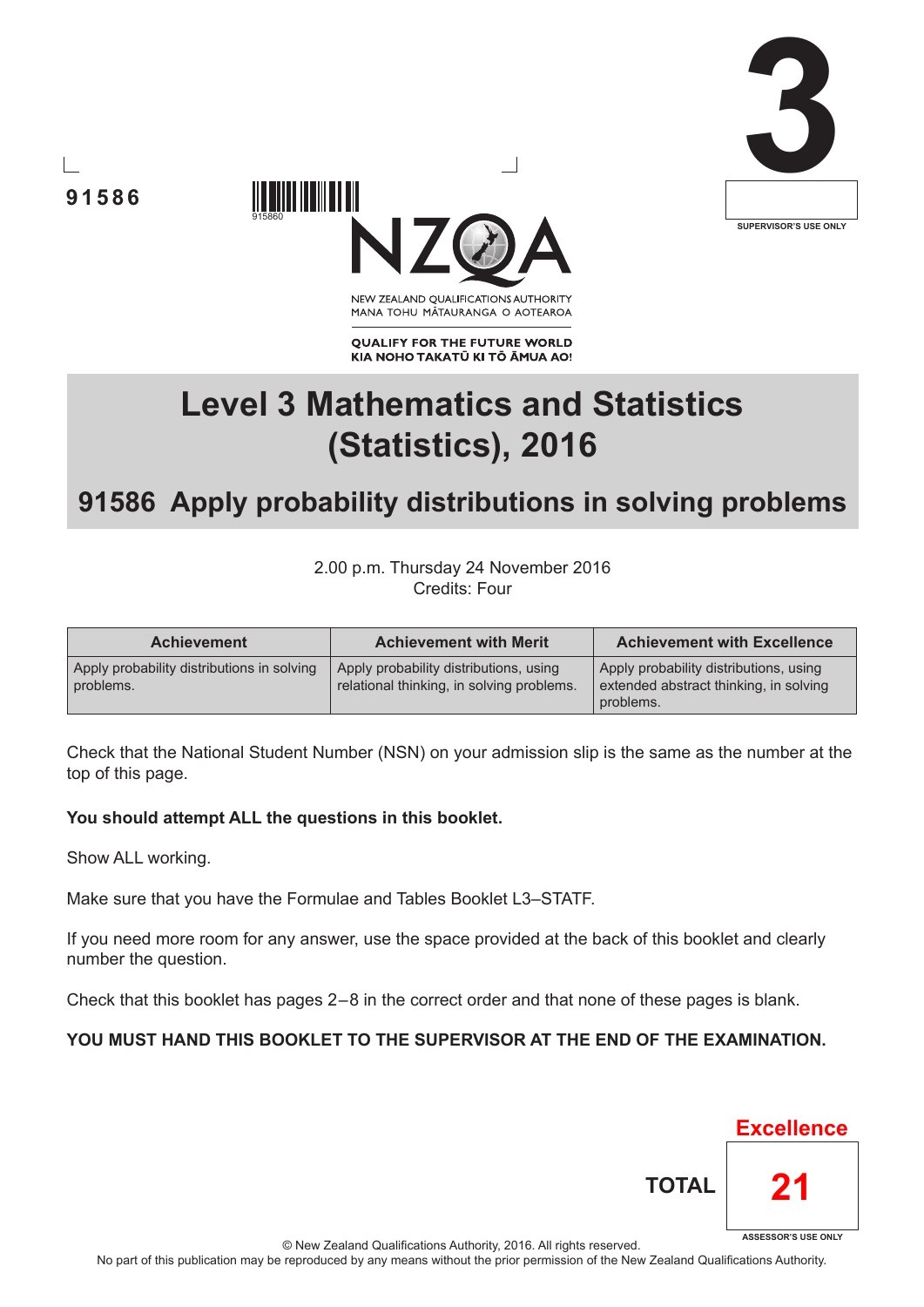91586

915860

3

SUPERVISOR'S USE ONLY

NEW ZEALAND QUALIFICATIONS AUTHORITY
MANA TOHU MĀTAURANGA O AOTEAROA

**QUALIFY FOR THE FUTURE WORLD**
**KIA NOHO TAKATŪ KI TŌ ĀMUA AO!**

# Level 3 Mathematics and Statistics (Statistics), 2016

## 91586 Apply probability distributions in solving problems

2.00 p.m. Thursday 24 November 2016
Credits: Four

| Achievement | Achievement with Merit | Achievement with Excellence |
|---|---|---|
| Apply probability distributions in solving problems. | Apply probability distributions, using relational thinking, in solving problems. | Apply probability distributions, using extended abstract thinking, in solving problems. |

Check that the National Student Number (NSN) on your admission slip is the same as the number at the top of this page.

**You should attempt ALL the questions in this booklet.**

Show ALL working.

Make sure that you have the Formulae and Tables Booklet L3–STATF.

If you need more room for any answer, use the space provided at the back of this booklet and clearly number the question.

Check that this booklet has pages 2–8 in the correct order and that none of these pages is blank.

**YOU MUST HAND THIS BOOKLET TO THE SUPERVISOR AT THE END OF THE EXAMINATION.**

Excellence

**TOTAL** 21

ASSESSOR'S USE ONLY

© New Zealand Qualifications Authority, 2016. All rights reserved.
No part of this publication may be reproduced by any means without the prior permission of the New Zealand Qualifications Authority.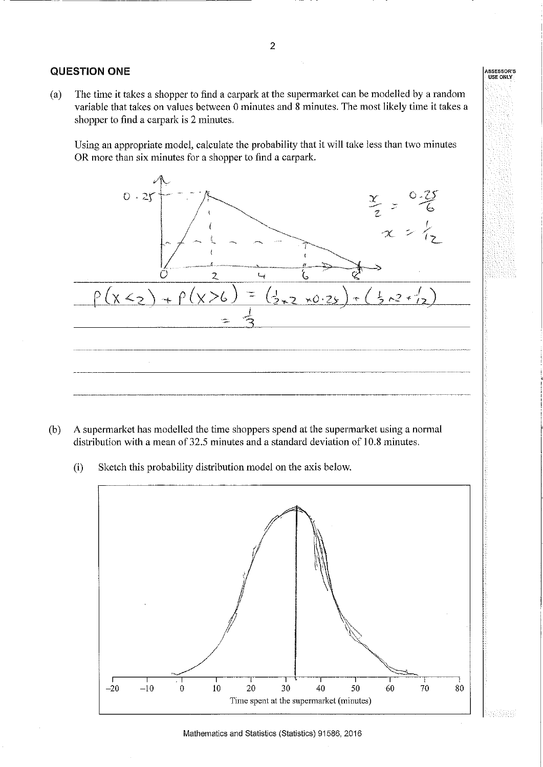## QUESTION ONE

(a) The time it takes a shopper to find a carpark at the supermarket can be modelled by a random variable that takes on values between 0 minutes and 8 minutes. The most likely time it takes a shopper to find a carpark is 2 minutes.

Using an appropriate model, calculate the probability that it will take less than two minutes OR more than six minutes for a shopper to find a carpark.

$\frac{x}{2} = \frac{0.25}{6}$

$x = \frac{1}{12}$

$P(X<2) + P(X>6) = (\frac{1}{2} \times 2 \times 0.25) + (\frac{1}{2} \times 2 \times \frac{1}{12})$

$= \frac{1}{3}$

(b) A supermarket has modelled the time shoppers spend at the supermarket using a normal distribution with a mean of 32.5 minutes and a standard deviation of 10.8 minutes.

(i) Sketch this probability distribution model on the axis below.

Time spent at the supermarket (minutes)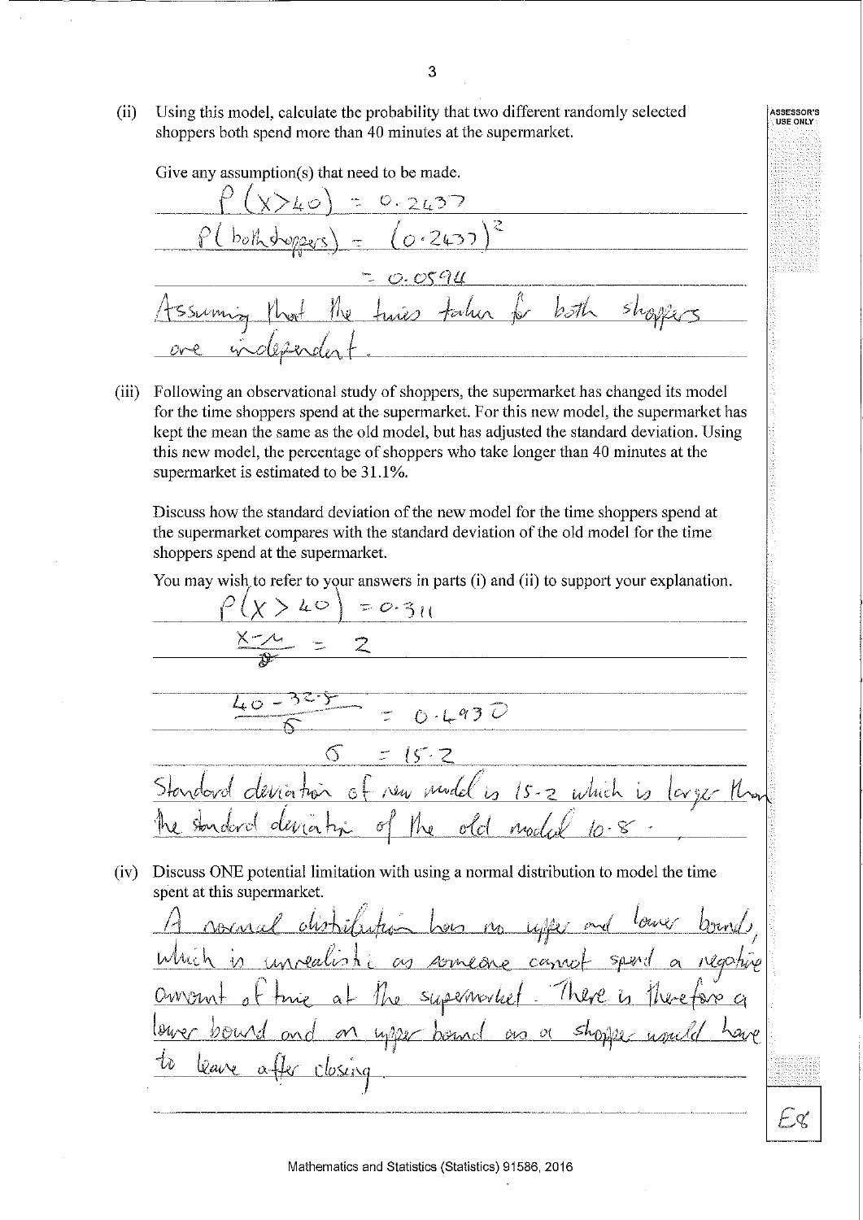(ii) Using this model, calculate the probability that two different randomly selected shoppers both spend more than 40 minutes at the supermarket.

Give any assumption(s) that need to be made.

$P(X>40) = 0.2437$

$P(\text{both shoppers}) = (0.2437)^2$

$= 0.0594$

Assuming that the times taken for both shoppers are independent.

(iii) Following an observational study of shoppers, the supermarket has changed its model for the time shoppers spend at the supermarket. For this new model, the supermarket has kept the mean the same as the old model, but has adjusted the standard deviation. Using this new model, the percentage of shoppers who take longer than 40 minutes at the supermarket is estimated to be 31.1%.

Discuss how the standard deviation of the new model for the time shoppers spend at the supermarket compares with the standard deviation of the old model for the time shoppers spend at the supermarket.

You may wish to refer to your answers in parts (i) and (ii) to support your explanation.

$P(X > 40) = 0.311$

$\frac{X-\mu}{\sigma} = z$

$\frac{40-32.5}{\sigma} = 0.4930$

$\sigma = 15.2$

Standard deviation of new model is 15.2 which is larger than the standard deviation of the old model 10.8.

(iv) Discuss ONE potential limitation with using a normal distribution to model the time spent at this supermarket.

A normal distribution has no upper and lower bound, which is unrealistic as someone cannot spend a negative amount of time at the supermarket. There is therefore a lower bound and an upper bound as a shopper would have to leave after closing.

E8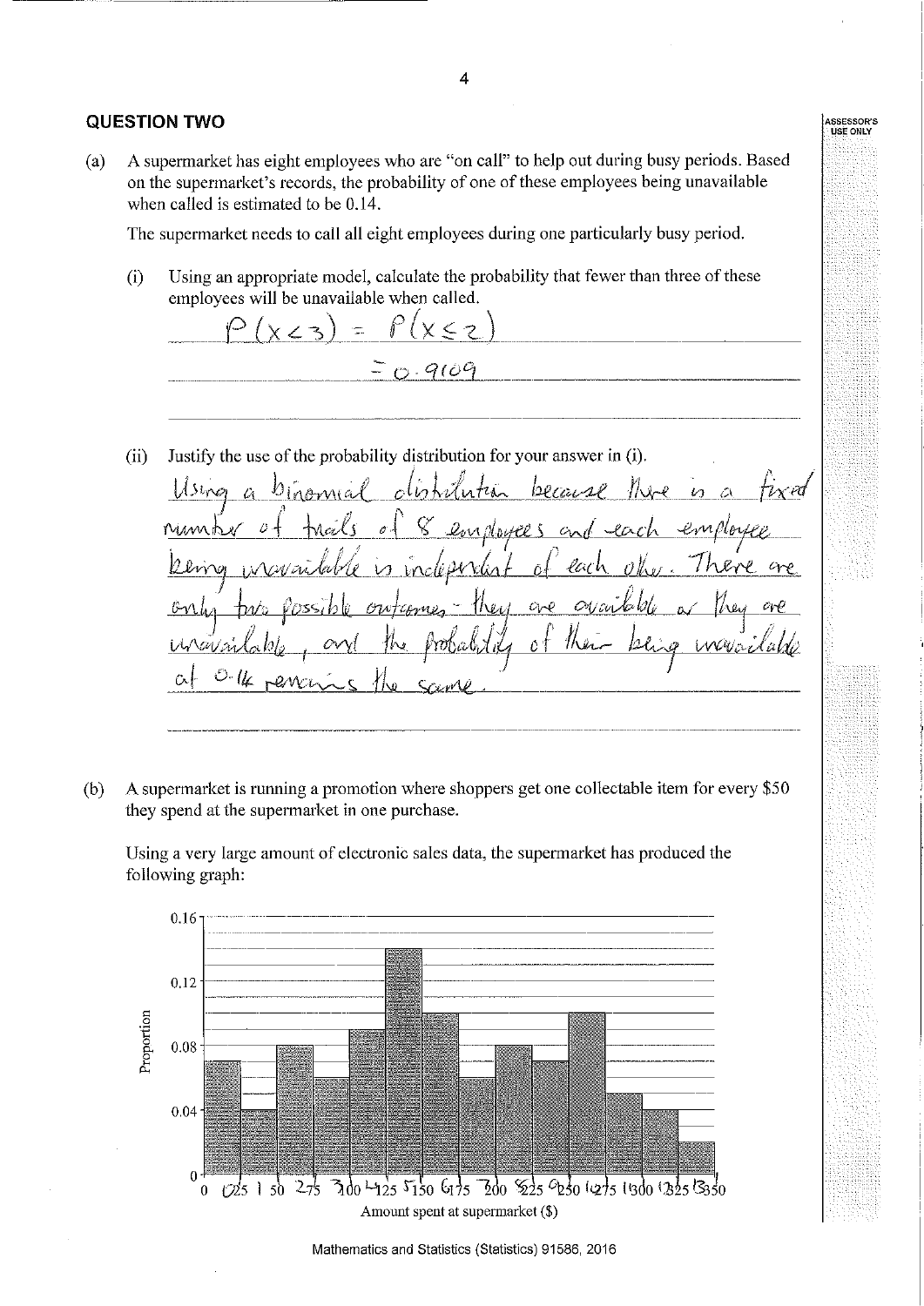## QUESTION TWO

(a) A supermarket has eight employees who are "on call" to help out during busy periods. Based on the supermarket's records, the probability of one of these employees being unavailable when called is estimated to be 0.14.

The supermarket needs to call all eight employees during one particularly busy period.

(i) Using an appropriate model, calculate the probability that fewer than three of these employees will be unavailable when called.

$P(x<3) = P(x \leq 2)$

$= 0.9109$

(ii) Justify the use of the probability distribution for your answer in (i).

Using a binomial distribution because there is a fixed number of trials of 8 employees and each employee being unavailable is independent of each other. There are only two possible outcomes - they are available or they are unavailable, and the probability of their being unavailable at 0.14 remains the same.

(b) A supermarket is running a promotion where shoppers get one collectable item for every $50 they spend at the supermarket in one purchase.

Using a very large amount of electronic sales data, the supermarket has produced the following graph:

Histogram: Proportion (0 to 0.16) vs Amount spent at supermarket ($), 0 to 350 in intervals of 25.

| Amount spent ($) | Proportion |
|---|---|
| 0–25 | 0.07 |
| 25–50 | 0.04 |
| 50–75 | 0.08 |
| 75–100 | 0.06 |
| 100–125 | 0.09 |
| 125–150 | 0.14 |
| 150–175 | 0.10 |
| 175–200 | 0.06 |
| 200–225 | 0.08 |
| 225–250 | 0.07 |
| 250–275 | 0.10 |
| 275–300 | 0.05 |
| 300–325 | 0.04 |
| 325–350 | 0.02 |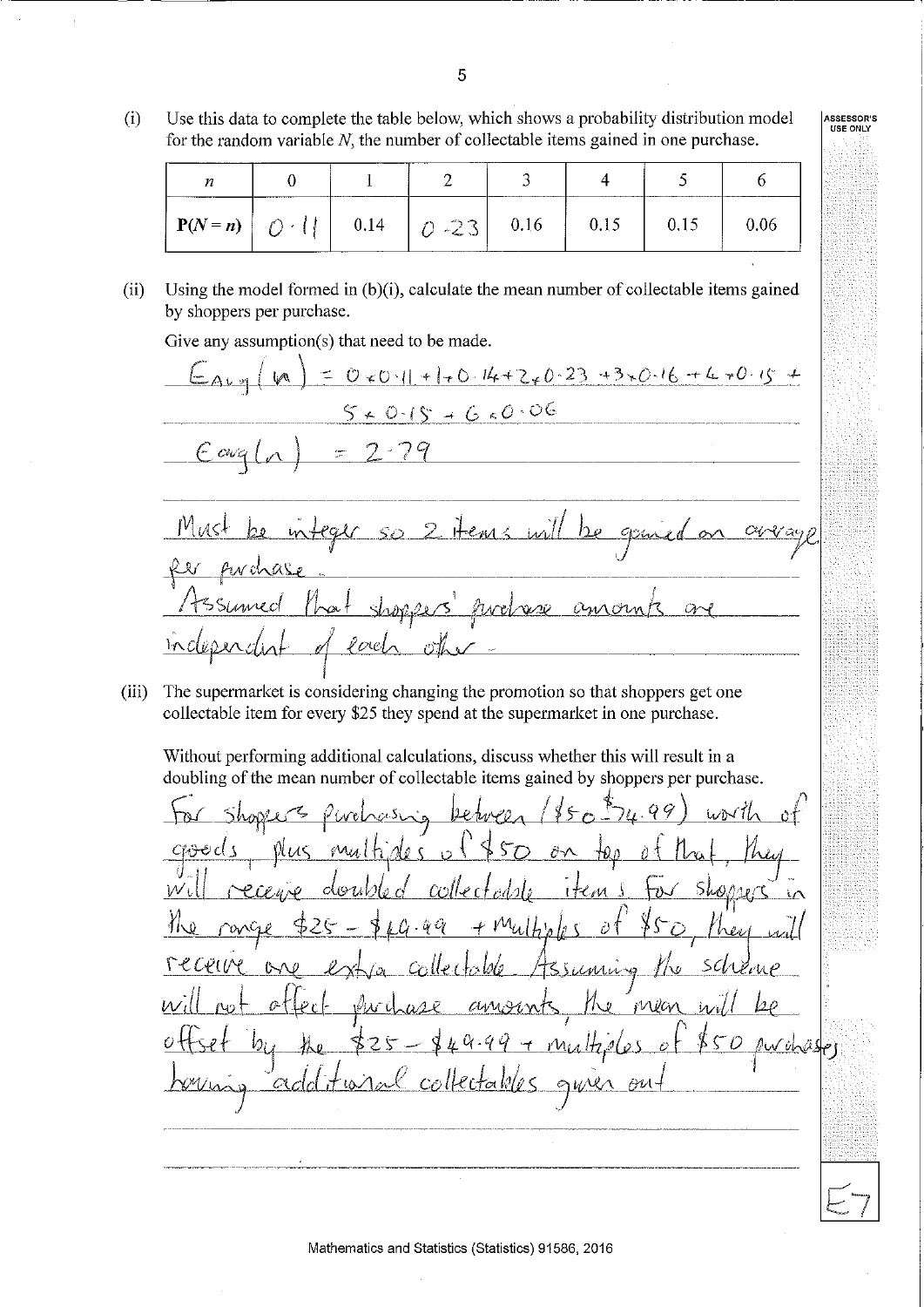(i) Use this data to complete the table below, which shows a probability distribution model for the random variable $N$, the number of collectable items gained in one purchase.

| $n$ | 0 | 1 | 2 | 3 | 4 | 5 | 6 |
|---|---|---|---|---|---|---|---|
| $P(N = n)$ | 0.11 | 0.14 | 0.23 | 0.16 | 0.15 | 0.15 | 0.06 |

(ii) Using the model formed in (b)(i), calculate the mean number of collectable items gained by shoppers per purchase.

Give any assumption(s) that need to be made.

$E_{Avg}(n) = 0 \times 0.11 + 1 \times 0.14 + 2 \times 0.23 + 3 \times 0.16 + 4 \times 0.15 + 5 \times 0.15 + 6 \times 0.06$

$E_{avg}(n) = 2.79$

Must be integer so 2 items will be gained on average per purchase.

Assumed that shoppers' purchase amounts are independent of each other.

(iii) The supermarket is considering changing the promotion so that shoppers get one collectable item for every $25 they spend at the supermarket in one purchase.

Without performing additional calculations, discuss whether this will result in a doubling of the mean number of collectable items gained by shoppers per purchase.

For shoppers purchasing between ($50-$74.99) worth of goods, plus multiples of $50 on top of that, they will receive doubled collectable items. For shoppers in the range $25 - $49.99 + multiples of $50, they will receive one extra collectable. Assuming the scheme will not affect purchase amounts, the mean will be offset by the $25 - $49.99 + multiples of $50 purchases having additional collectables given out

E7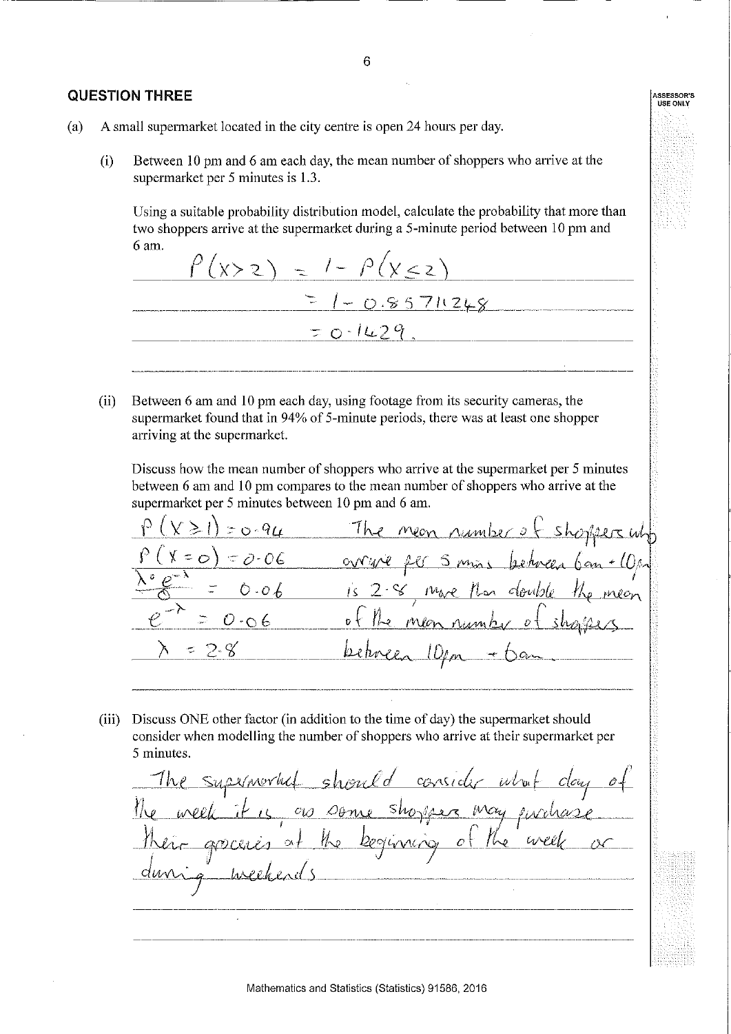## QUESTION THREE

(a) A small supermarket located in the city centre is open 24 hours per day.

(i) Between 10 pm and 6 am each day, the mean number of shoppers who arrive at the supermarket per 5 minutes is 1.3.

Using a suitable probability distribution model, calculate the probability that more than two shoppers arrive at the supermarket during a 5-minute period between 10 pm and 6 am.

$P(X>2) = 1 - P(X \leq 2)$

$= 1 - 0.8571248$

$= 0.1429.$

(ii) Between 6 am and 10 pm each day, using footage from its security cameras, the supermarket found that in 94% of 5-minute periods, there was at least one shopper arriving at the supermarket.

Discuss how the mean number of shoppers who arrive at the supermarket per 5 minutes between 6 am and 10 pm compares to the mean number of shoppers who arrive at the supermarket per 5 minutes between 10 pm and 6 am.

$P(X \geq 1) = 0.94$

$P(X = 0) = 0.06$

$\frac{\lambda^0 e^{-\lambda}}{0!} = 0.06$

$e^{-\lambda} = 0.06$

$\lambda = 2.8$

The mean number of shoppers who arrive per 5 mins between 6am + 10pm is 2.8, more than double the mean of the mean number of shoppers between 10pm + 6am.

(iii) Discuss ONE other factor (in addition to the time of day) the supermarket should consider when modelling the number of shoppers who arrive at their supermarket per 5 minutes.

The supermarket should consider what day of the week it is, as some shoppers may purchase their groceries at the beginning of the week or during weekends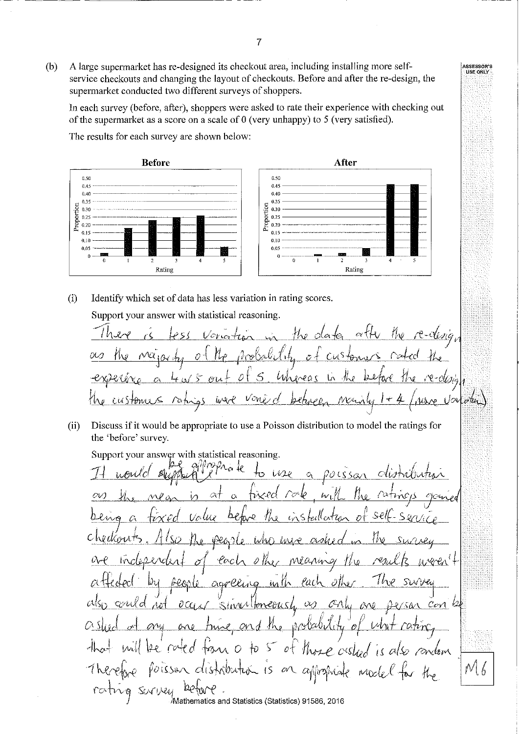(b) A large supermarket has re-designed its checkout area, including installing more self-service checkouts and changing the layout of checkouts. Before and after the re-design, the supermarket conducted two different surveys of shoppers.

In each survey (before, after), shoppers were asked to rate their experience with checking out of the supermarket as a score on a scale of 0 (very unhappy) to 5 (very satisfied).

The results for each survey are shown below:

**Before**

**After**

(i) Identify which set of data has less variation in rating scores.

Support your answer with statistical reasoning.

There is less variation in the data after the re-design as the majority of the probability of customers rated the experience a 4 or 5 out of 5. Whereas in the before the re-design, the customers ratings were varied between mainly 1 + 4 (more variation)

(ii) Discuss if it would be appropriate to use a Poisson distribution to model the ratings for the 'before' survey.

Support your answer with statistical reasoning.

It would be appropriate to use a poisson distribution as the mean is at a fixed rate, with the ratings gained being a fixed value before the installation of self-service checkouts. Also the people who were asked in the survey are independent of each other meaning the results weren't affected by people agreeing with each other. The survey also could not occur simultaneously as only one person can be asked at any one time, and the probability of what rating that will be rated from 0 to 5 of those asked is also random. Therefore poisson distribution is an appropriate model for the rating survey before.

M6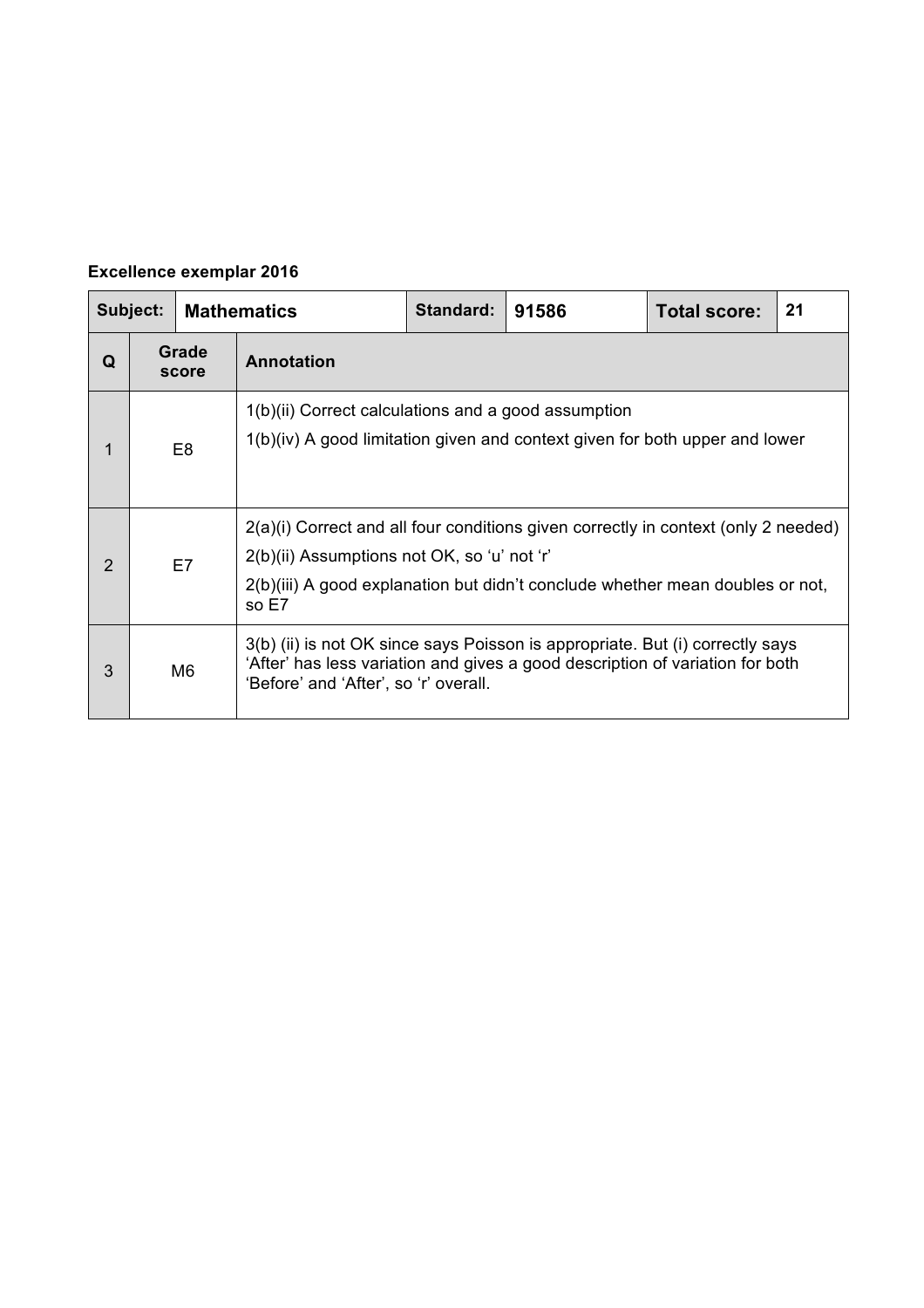**Excellence exemplar 2016**

| Subject: | Mathematics | Standard: | 91586 | Total score: | 21 |
|---|---|---|---|---|---|
| **Q** | **Grade score** | **Annotation** | | | |
| 1 | E8 | 1(b)(ii) Correct calculations and a good assumption<br>1(b)(iv) A good limitation given and context given for both upper and lower | | | |
| 2 | E7 | 2(a)(i) Correct and all four conditions given correctly in context (only 2 needed)<br>2(b)(ii) Assumptions not OK, so 'u' not 'r'<br>2(b)(iii) A good explanation but didn't conclude whether mean doubles or not, so E7 | | | |
| 3 | M6 | 3(b) (ii) is not OK since says Poisson is appropriate. But (i) correctly says 'After' has less variation and gives a good description of variation for both 'Before' and 'After', so 'r' overall. | | | |